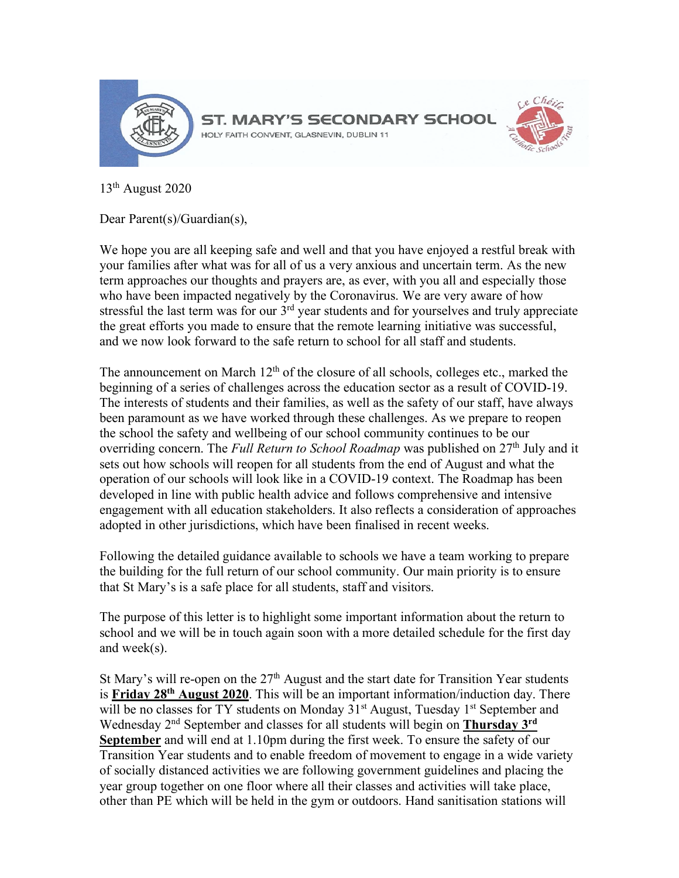# ST. MARY'S SECONDARY SCHOOL

HOLY FAITH CONVENT, GLASNEVIN, DUBLIN 11

13th August 2020

Dear Parent(s)/Guardian(s),

We hope you are all keeping safe and well and that you have enjoyed a restful break with your families after what was for all of us a very anxious and uncertain term. As the new term approaches our thoughts and prayers are, as ever, with you all and especially those who have been impacted negatively by the Coronavirus. We are very aware of how stressful the last term was for our 3rd year students and for yourselves and truly appreciate the great efforts you made to ensure that the remote learning initiative was successful, and we now look forward to the safe return to school for all staff and students.

The announcement on March 12th of the closure of all schools, colleges etc., marked the beginning of a series of challenges across the education sector as a result of COVID-19. The interests of students and their families, as well as the safety of our staff, have always been paramount as we have worked through these challenges. As we prepare to reopen the school the safety and wellbeing of our school community continues to be our overriding concern. The *Full Return to School Roadmap* was published on 27th July and it sets out how schools will reopen for all students from the end of August and what the operation of our schools will look like in a COVID-19 context. The Roadmap has been developed in line with public health advice and follows comprehensive and intensive engagement with all education stakeholders. It also reflects a consideration of approaches adopted in other jurisdictions, which have been finalised in recent weeks.

Following the detailed guidance available to schools we have a team working to prepare the building for the full return of our school community. Our main priority is to ensure that St Mary's is a safe place for all students, staff and visitors.

The purpose of this letter is to highlight some important information about the return to school and we will be in touch again soon with a more detailed schedule for the first day and week(s).

St Mary's will re-open on the 27th August and the start date for Transition Year students is **Friday 28th August 2020**. This will be an important information/induction day. There will be no classes for TY students on Monday 31st August, Tuesday 1st September and Wednesday 2nd September and classes for all students will begin on **Thursday 3rd September** and will end at 1.10pm during the first week. To ensure the safety of our Transition Year students and to enable freedom of movement to engage in a wide variety of socially distanced activities we are following government guidelines and placing the year group together on one floor where all their classes and activities will take place, other than PE which will be held in the gym or outdoors. Hand sanitisation stations will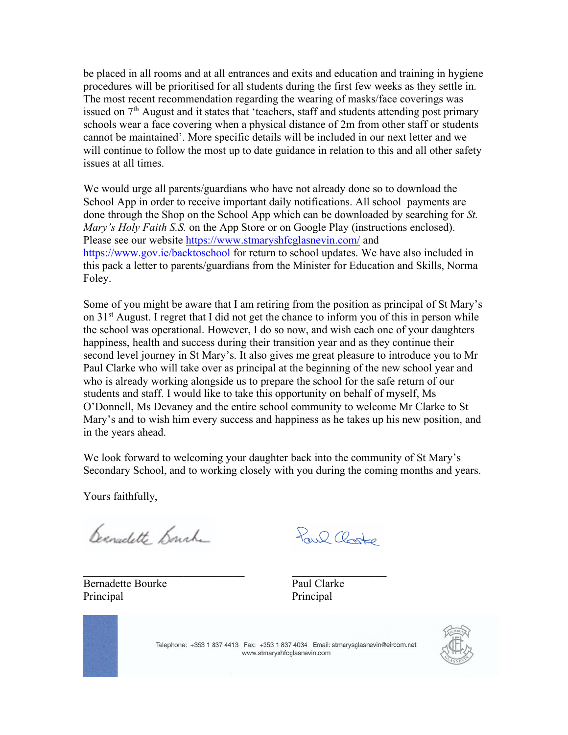be placed in all rooms and at all entrances and exits and education and training in hygiene procedures will be prioritised for all students during the first few weeks as they settle in. The most recent recommendation regarding the wearing of masks/face coverings was issued on 7th August and it states that 'teachers, staff and students attending post primary schools wear a face covering when a physical distance of 2m from other staff or students cannot be maintained'. More specific details will be included in our next letter and we will continue to follow the most up to date guidance in relation to this and all other safety issues at all times.

We would urge all parents/guardians who have not already done so to download the School App in order to receive important daily notifications. All school payments are done through the Shop on the School App which can be downloaded by searching for *St. Mary's Holy Faith S.S.* on the App Store or on Google Play (instructions enclosed). Please see our website https://www.stmaryshfcglasnevin.com/ and https://www.gov.ie/backtoschool for return to school updates. We have also included in this pack a letter to parents/guardians from the Minister for Education and Skills, Norma Foley.

Some of you might be aware that I am retiring from the position as principal of St Mary's on 31st August. I regret that I did not get the chance to inform you of this in person while the school was operational. However, I do so now, and wish each one of your daughters happiness, health and success during their transition year and as they continue their second level journey in St Mary's. It also gives me great pleasure to introduce you to Mr Paul Clarke who will take over as principal at the beginning of the new school year and who is already working alongside us to prepare the school for the safe return of our students and staff. I would like to take this opportunity on behalf of myself, Ms O'Donnell, Ms Devaney and the entire school community to welcome Mr Clarke to St Mary's and to wish him every success and happiness as he takes up his new position, and in the years ahead.

We look forward to welcoming your daughter back into the community of St Mary's Secondary School, and to working closely with you during the coming months and years.

Yours faithfully,

Bernadette Bourke
Principal

Paul Clarke
Principal

Telephone: +353 1 837 4413 Fax: +353 1 837 4034 Email: stmarysglasnevin@eircom.net
www.stmaryshfcglasnevin.com